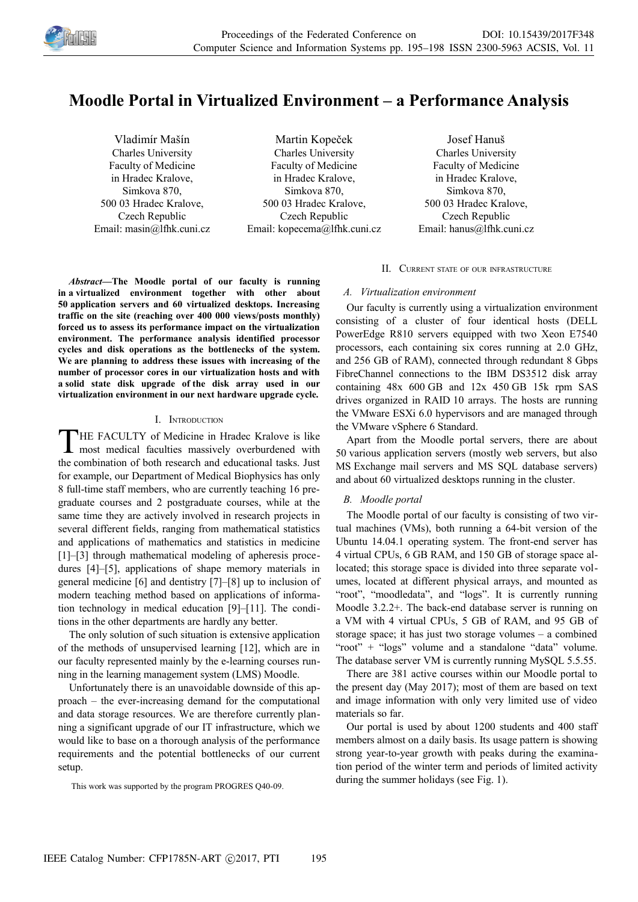# Moodle Portal in Virtualized Environment – a Performance Analysis

Vladimír Mašín
Charles University
Faculty of Medicine
in Hradec Kralove,
Simkova 870,
500 03 Hradec Kralove,
Czech Republic
Email: masin@lfhk.cuni.cz

Martin Kopeček
Charles University
Faculty of Medicine
in Hradec Kralove,
Simkova 870,
500 03 Hradec Kralove,
Czech Republic
Email: kopecema@lfhk.cuni.cz

Josef Hanuš
Charles University
Faculty of Medicine
in Hradec Kralove,
Simkova 870,
500 03 Hradec Kralove,
Czech Republic
Email: hanus@lfhk.cuni.cz

***Abstract*—The Moodle portal of our faculty is running in a virtualized environment together with other about 50 application servers and 60 virtualized desktops. Increasing traffic on the site (reaching over 400 000 views/posts monthly) forced us to assess its performance impact on the virtualization environment. The performance analysis identified processor cycles and disk operations as the bottlenecks of the system. We are planning to address these issues with increasing of the number of processor cores in our virtualization hosts and with a solid state disk upgrade of the disk array used in our virtualization environment in our next hardware upgrade cycle.**

## I. Introduction

THE FACULTY of Medicine in Hradec Kralove is like most medical faculties massively overburdened with the combination of both research and educational tasks. Just for example, our Department of Medical Biophysics has only 8 full-time staff members, who are currently teaching 16 pregraduate courses and 2 postgraduate courses, while at the same time they are actively involved in research projects in several different fields, ranging from mathematical statistics and applications of mathematics and statistics in medicine [1]–[3] through mathematical modeling of apheresis procedures [4]–[5], applications of shape memory materials in general medicine [6] and dentistry [7]–[8] up to inclusion of modern teaching method based on applications of information technology in medical education [9]–[11]. The conditions in the other departments are hardly any better.

The only solution of such situation is extensive application of the methods of unsupervised learning [12], which are in our faculty represented mainly by the e-learning courses running in the learning management system (LMS) Moodle.

Unfortunately there is an unavoidable downside of this approach – the ever-increasing demand for the computational and data storage resources. We are therefore currently planning a significant upgrade of our IT infrastructure, which we would like to base on a thorough analysis of the performance requirements and the potential bottlenecks of our current setup.

This work was supported by the program PROGRES Q40-09.

## II. Current state of our infrastructure

### *A. Virtualization environment*

Our faculty is currently using a virtualization environment consisting of a cluster of four identical hosts (DELL PowerEdge R810 servers equipped with two Xeon E7540 processors, each containing six cores running at 2.0 GHz, and 256 GB of RAM), connected through redundant 8 Gbps FibreChannel connections to the IBM DS3512 disk array containing 48x 600 GB and 12x 450 GB 15k rpm SAS drives organized in RAID 10 arrays. The hosts are running the VMware ESXi 6.0 hypervisors and are managed through the VMware vSphere 6 Standard.

Apart from the Moodle portal servers, there are about 50 various application servers (mostly web servers, but also MS Exchange mail servers and MS SQL database servers) and about 60 virtualized desktops running in the cluster.

### *B. Moodle portal*

The Moodle portal of our faculty is consisting of two virtual machines (VMs), both running a 64-bit version of the Ubuntu 14.04.1 operating system. The front-end server has 4 virtual CPUs, 6 GB RAM, and 150 GB of storage space allocated; this storage space is divided into three separate volumes, located at different physical arrays, and mounted as "root", "moodledata", and "logs". It is currently running Moodle 3.2.2+. The back-end database server is running on a VM with 4 virtual CPUs, 5 GB of RAM, and 95 GB of storage space; it has just two storage volumes – a combined "root" + "logs" volume and a standalone "data" volume. The database server VM is currently running MySQL 5.5.55.

There are 381 active courses within our Moodle portal to the present day (May 2017); most of them are based on text and image information with only very limited use of video materials so far.

Our portal is used by about 1200 students and 400 staff members almost on a daily basis. Its usage pattern is showing strong year-to-year growth with peaks during the examination period of the winter term and periods of limited activity during the summer holidays (see Fig. 1).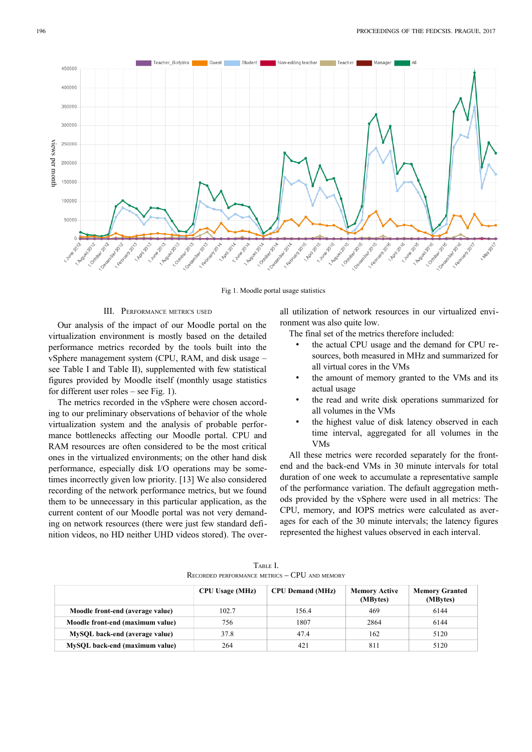Fig 1. Moodle portal usage statistics

### III. Performance metrics used

Our analysis of the impact of our Moodle portal on the virtualization environment is mostly based on the detailed performance metrics recorded by the tools built into the vSphere management system (CPU, RAM, and disk usage – see Table I and Table II), supplemented with few statistical figures provided by Moodle itself (monthly usage statistics for different user roles – see Fig. 1).

The metrics recorded in the vSphere were chosen according to our preliminary observations of behavior of the whole virtualization system and the analysis of probable performance bottlenecks affecting our Moodle portal. CPU and RAM resources are often considered to be the most critical ones in the virtualized environments; on the other hand disk performance, especially disk I/O operations may be sometimes incorrectly given low priority. [13] We also considered recording of the network performance metrics, but we found them to be unnecessary in this particular application, as the current content of our Moodle portal was not very demanding on network resources (there were just few standard definition videos, no HD neither UHD videos stored). The overall utilization of network resources in our virtualized environment was also quite low.

The final set of the metrics therefore included:

- the actual CPU usage and the demand for CPU resources, both measured in MHz and summarized for all virtual cores in the VMs
- the amount of memory granted to the VMs and its actual usage
- the read and write disk operations summarized for all volumes in the VMs
- the highest value of disk latency observed in each time interval, aggregated for all volumes in the VMs

All these metrics were recorded separately for the front-end and the back-end VMs in 30 minute intervals for total duration of one week to accumulate a representative sample of the performance variation. The default aggregation methods provided by the vSphere were used in all metrics: The CPU, memory, and IOPS metrics were calculated as averages for each of the 30 minute intervals; the latency figures represented the highest values observed in each interval.

Table I.
Recorded performance metrics – CPU and memory

| | CPU Usage (MHz) | CPU Demand (MHz) | Memory Active (MBytes) | Memory Granted (MBytes) |
|---|---|---|---|---|
| **Moodle front-end (average value)** | 102.7 | 156.4 | 469 | 6144 |
| **Moodle front-end (maximum value)** | 756 | 1807 | 2864 | 6144 |
| **MySQL back-end (average value)** | 37.8 | 47.4 | 162 | 5120 |
| **MySQL back-end (maximum value)** | 264 | 421 | 811 | 5120 |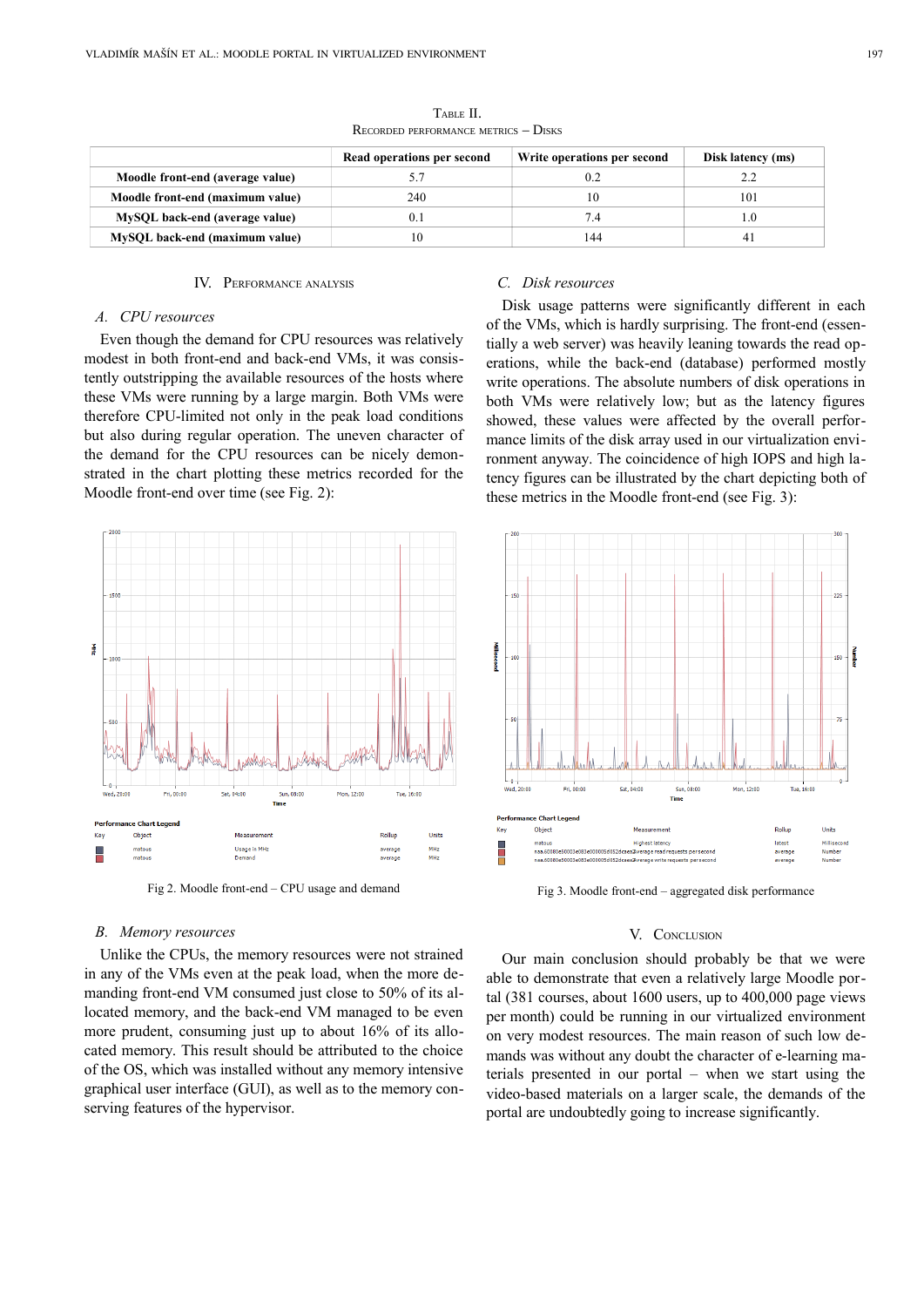TABLE II.
RECORDED PERFORMANCE METRICS – DISKS

| | Read operations per second | Write operations per second | Disk latency (ms) |
|---|---|---|---|
| **Moodle front-end (average value)** | 5.7 | 0.2 | 2.2 |
| **Moodle front-end (maximum value)** | 240 | 10 | 101 |
| **MySQL back-end (average value)** | 0.1 | 7.4 | 1.0 |
| **MySQL back-end (maximum value)** | 10 | 144 | 41 |

## IV. PERFORMANCE ANALYSIS

### A. *CPU resources*

Even though the demand for CPU resources was relatively modest in both front-end and back-end VMs, it was consistently outstripping the available resources of the hosts where these VMs were running by a large margin. Both VMs were therefore CPU-limited not only in the peak load conditions but also during regular operation. The uneven character of the demand for the CPU resources can be nicely demonstrated in the chart plotting these metrics recorded for the Moodle front-end over time (see Fig. 2):

Fig 2. Moodle front-end – CPU usage and demand

### B. *Memory resources*

Unlike the CPUs, the memory resources were not strained in any of the VMs even at the peak load, when the more demanding front-end VM consumed just close to 50% of its allocated memory, and the back-end VM managed to be even more prudent, consuming just up to about 16% of its allocated memory. This result should be attributed to the choice of the OS, which was installed without any memory intensive graphical user interface (GUI), as well as to the memory conserving features of the hypervisor.

### C. *Disk resources*

Disk usage patterns were significantly different in each of the VMs, which is hardly surprising. The front-end (essentially a web server) was heavily leaning towards the read operations, while the back-end (database) performed mostly write operations. The absolute numbers of disk operations in both VMs were relatively low; but as the latency figures showed, these values were affected by the overall performance limits of the disk array used in our virtualization environment anyway. The coincidence of high IOPS and high latency figures can be illustrated by the chart depicting both of these metrics in the Moodle front-end (see Fig. 3):

Fig 3. Moodle front-end – aggregated disk performance

## V. CONCLUSION

Our main conclusion should probably be that we were able to demonstrate that even a relatively large Moodle portal (381 courses, about 1600 users, up to 400,000 page views per month) could be running in our virtualized environment on very modest resources. The main reason of such low demands was without any doubt the character of e-learning materials presented in our portal – when we start using the video-based materials on a larger scale, the demands of the portal are undoubtedly going to increase significantly.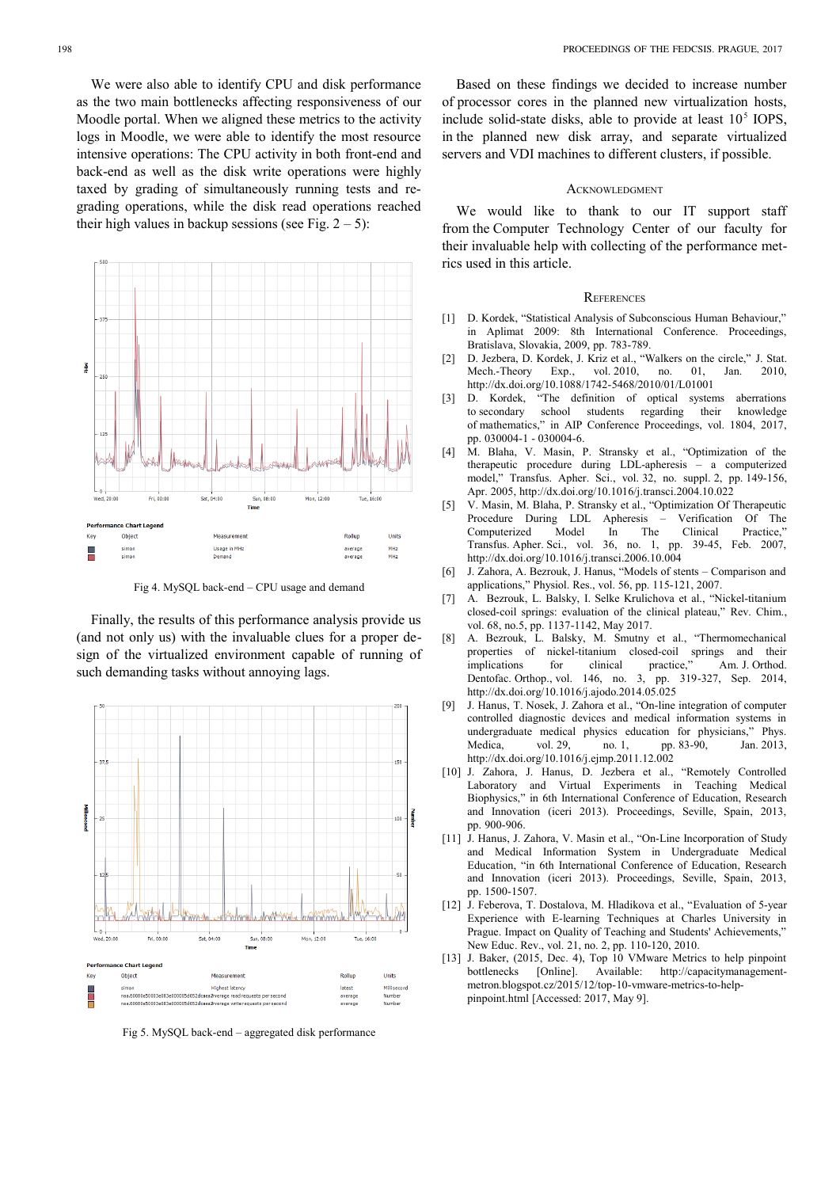We were also able to identify CPU and disk performance as the two main bottlenecks affecting responsiveness of our Moodle portal. When we aligned these metrics to the activity logs in Moodle, we were able to identify the most resource intensive operations: The CPU activity in both front-end and back-end as well as the disk write operations were highly taxed by grading of simultaneously running tests and re-grading operations, while the disk read operations reached their high values in backup sessions (see Fig. 2 – 5):

500
375
250
125
0
MHz
Wed, 20:00
Fri, 00:00
Sat, 04:00
Sun, 08:00
Mon, 12:00
Tue, 16:00
Time

Performance Chart Legend

Key | Object | Measurement | Rollup | Units
simon | Usage in MHz | average | MHz
simon | Demand | average | MHz

Fig 4. MySQL back-end – CPU usage and demand

Finally, the results of this performance analysis provide us (and not only us) with the invaluable clues for a proper design of the virtualized environment capable of running of such demanding tasks without annoying lags.

50
37.5
25
12.5
0
Millisecond
200
150
100
50
0
Number
Wed, 20:00
Fri, 00:00
Sat, 04:00
Sun, 08:00
Mon, 12:00
Tue, 16:00
Time

Performance Chart Legend

Key | Object | Measurement | Rollup | Units
simon | Highest latency | latest | Millisecond
naa.60080e50003e083e000015d052dcaea2 | Average read requests per second | average | Number
naa.60080e50003e083e000015d052dcaea2 | Average write requests per second | average | Number

Fig 5. MySQL back-end – aggregated disk performance

Based on these findings we decided to increase number of processor cores in the planned new virtualization hosts, include solid-state disks, able to provide at least $10^5$ IOPS, in the planned new disk array, and separate virtualized servers and VDI machines to different clusters, if possible.

## Acknowledgment

We would like to thank to our IT support staff from the Computer Technology Center of our faculty for their invaluable help with collecting of the performance metrics used in this article.

## References

[1] D. Kordek, "Statistical Analysis of Subconscious Human Behaviour," in Aplimat 2009: 8th International Conference. Proceedings, Bratislava, Slovakia, 2009, pp. 783-789.

[2] D. Jezbera, D. Kordek, J. Kriz et al., "Walkers on the circle," J. Stat. Mech.-Theory Exp., vol. 2010, no. 01, Jan. 2010, http://dx.doi.org/10.1088/1742-5468/2010/01/L01001

[3] D. Kordek, "The definition of optical systems aberrations to secondary school students regarding their knowledge of mathematics," in AIP Conference Proceedings, vol. 1804, 2017, pp. 030004-1 - 030004-6.

[4] M. Blaha, V. Masin, P. Stransky et al., "Optimization of the therapeutic procedure during LDL-apheresis – a computerized model," Transfus. Apher. Sci., vol. 32, no. suppl. 2, pp. 149-156, Apr. 2005, http://dx.doi.org/10.1016/j.transci.2004.10.022

[5] V. Masin, M. Blaha, P. Stransky et al., "Optimization Of Therapeutic Procedure During LDL Apheresis – Verification Of The Computerized Model In The Clinical Practice," Transfus. Apher. Sci., vol. 36, no. 1, pp. 39-45, Feb. 2007, http://dx.doi.org/10.1016/j.transci.2006.10.004

[6] J. Zahora, A. Bezrouk, J. Hanus, "Models of stents – Comparison and applications," Physiol. Res., vol. 56, pp. 115-121, 2007.

[7] A. Bezrouk, L. Balsky, I. Selke Krulichova et al., "Nickel-titanium closed-coil springs: evaluation of the clinical plateau," Rev. Chim., vol. 68, no.5, pp. 1137-1142, May 2017.

[8] A. Bezrouk, L. Balsky, M. Smutny et al., "Thermomechanical properties of nickel-titanium closed-coil springs and their implications for clinical practice," Am. J. Orthod. Dentofac. Orthop., vol. 146, no. 3, pp. 319-327, Sep. 2014, http://dx.doi.org/10.1016/j.ajodo.2014.05.025

[9] J. Hanus, T. Nosek, J. Zahora et al., "On-line integration of computer controlled diagnostic devices and medical information systems in undergraduate medical physics education for physicians," Phys. Medica, vol. 29, no. 1, pp. 83-90, Jan. 2013, http://dx.doi.org/10.1016/j.ejmp.2011.12.002

[10] J. Zahora, J. Hanus, D. Jezbera et al., "Remotely Controlled Laboratory and Virtual Experiments in Teaching Medical Biophysics," in 6th International Conference of Education, Research and Innovation (iceri 2013). Proceedings, Seville, Spain, 2013, pp. 900-906.

[11] J. Hanus, J. Zahora, V. Masin et al., "On-Line Incorporation of Study and Medical Information System in Undergraduate Medical Education, "in 6th International Conference of Education, Research and Innovation (iceri 2013). Proceedings, Seville, Spain, 2013, pp. 1500-1507.

[12] J. Feberova, T. Dostalova, M. Hladikova et al., "Evaluation of 5-year Experience with E-learning Techniques at Charles University in Prague. Impact on Quality of Teaching and Students' Achievements," New Educ. Rev., vol. 21, no. 2, pp. 110-120, 2010.

[13] J. Baker, (2015, Dec. 4), Top 10 VMware Metrics to help pinpoint bottlenecks [Online]. Available: http://capacitymanagement-metron.blogspot.cz/2015/12/top-10-vmware-metrics-to-help-pinpoint.html [Accessed: 2017, May 9].